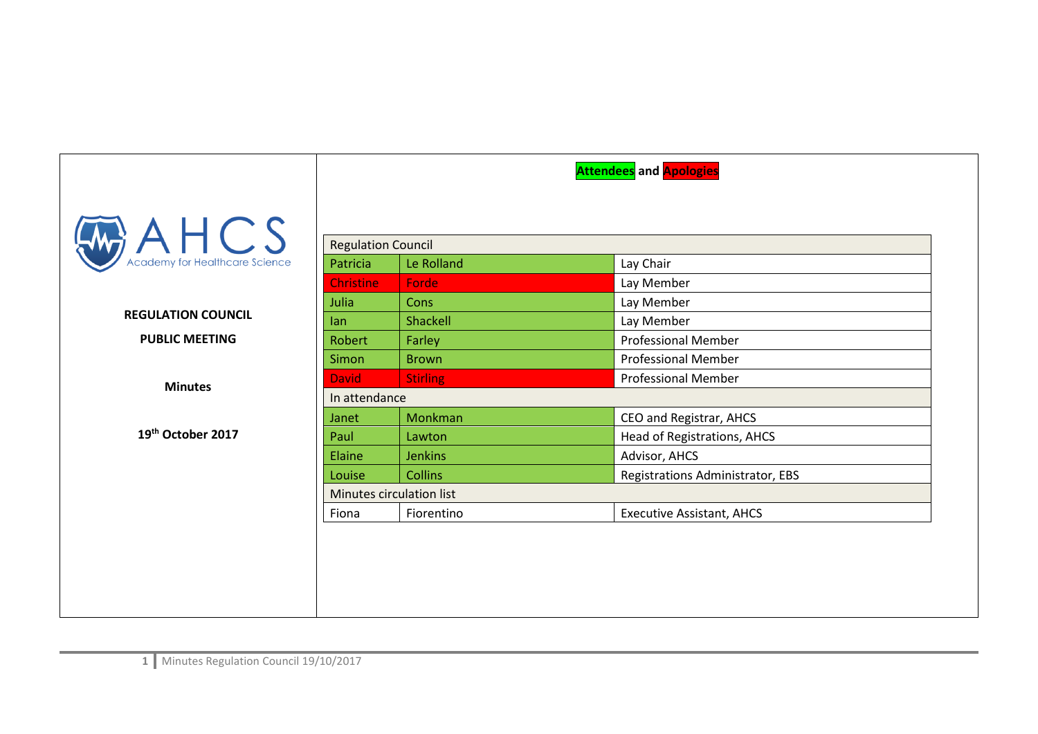AHCS
Academy for Healthcare Science

**REGULATION COUNCIL**

**PUBLIC MEETING**

**Minutes**

**19th October 2017**

**Attendees and Apologies**

| Regulation Council | | |
|---|---|---|
| Patricia | Le Rolland | Lay Chair |
| Christine | Forde | Lay Member |
| Julia | Cons | Lay Member |
| Ian | Shackell | Lay Member |
| Robert | Farley | Professional Member |
| Simon | Brown | Professional Member |
| David | Stirling | Professional Member |
| **In attendance** | | |
| Janet | Monkman | CEO and Registrar, AHCS |
| Paul | Lawton | Head of Registrations, AHCS |
| Elaine | Jenkins | Advisor, AHCS |
| Louise | Collins | Registrations Administrator, EBS |
| **Minutes circulation list** | | |
| Fiona | Fiorentino | Executive Assistant, AHCS |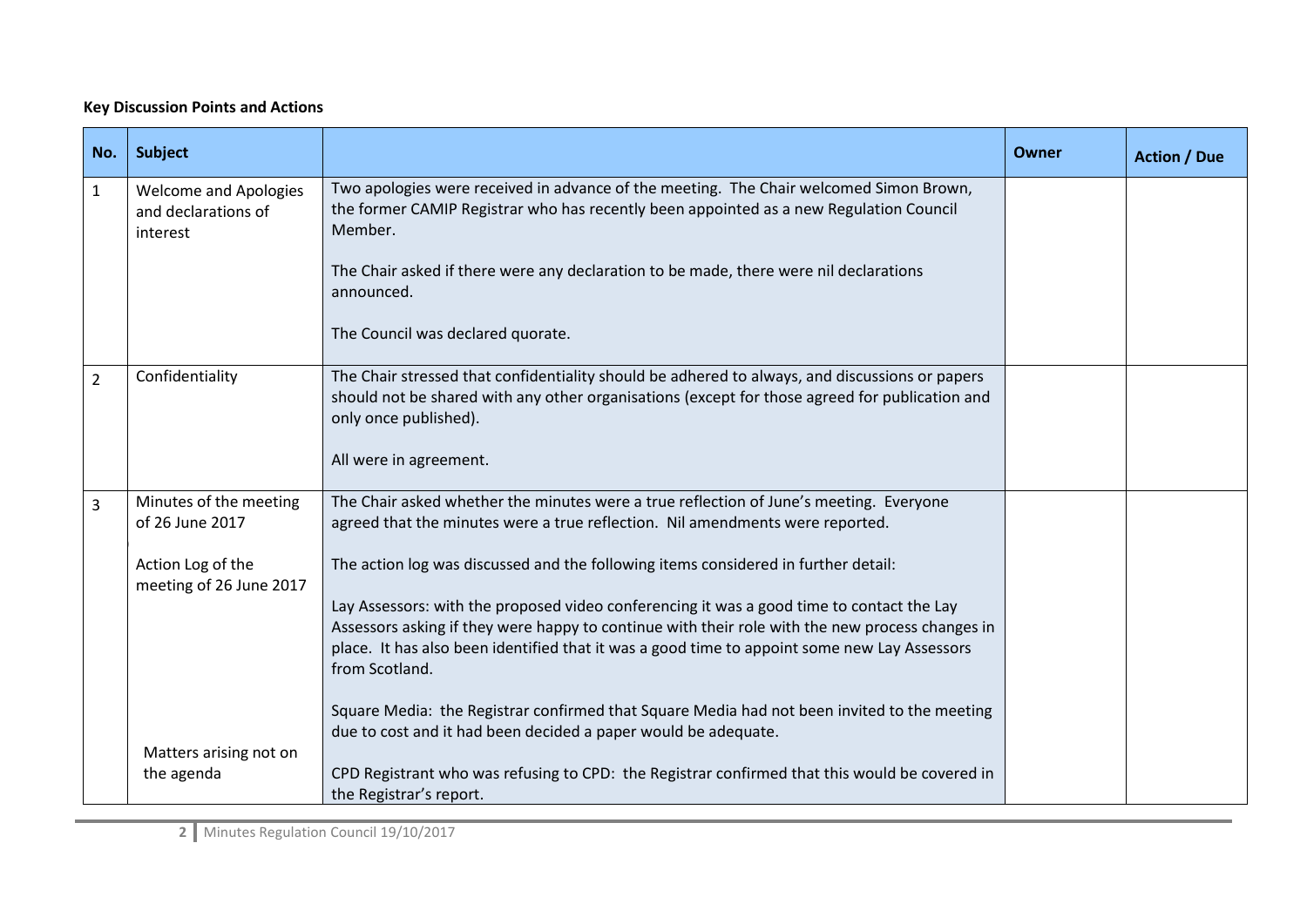**Key Discussion Points and Actions**

| No. | Subject | | Owner | Action / Due |
|---|---|---|---|---|
| 1 | Welcome and Apologies and declarations of interest | Two apologies were received in advance of the meeting. The Chair welcomed Simon Brown, the former CAMIP Registrar who has recently been appointed as a new Regulation Council Member.<br><br>The Chair asked if there were any declaration to be made, there were nil declarations announced.<br><br>The Council was declared quorate. | | |
| 2 | Confidentiality | The Chair stressed that confidentiality should be adhered to always, and discussions or papers should not be shared with any other organisations (except for those agreed for publication and only once published).<br><br>All were in agreement. | | |
| 3 | Minutes of the meeting of 26 June 2017<br><br>Action Log of the meeting of 26 June 2017<br><br>Matters arising not on the agenda | The Chair asked whether the minutes were a true reflection of June's meeting. Everyone agreed that the minutes were a true reflection. Nil amendments were reported.<br><br>The action log was discussed and the following items considered in further detail:<br><br>Lay Assessors: with the proposed video conferencing it was a good time to contact the Lay Assessors asking if they were happy to continue with their role with the new process changes in place. It has also been identified that it was a good time to appoint some new Lay Assessors from Scotland.<br><br>Square Media: the Registrar confirmed that Square Media had not been invited to the meeting due to cost and it had been decided a paper would be adequate.<br><br>CPD Registrant who was refusing to CPD: the Registrar confirmed that this would be covered in the Registrar's report. | | |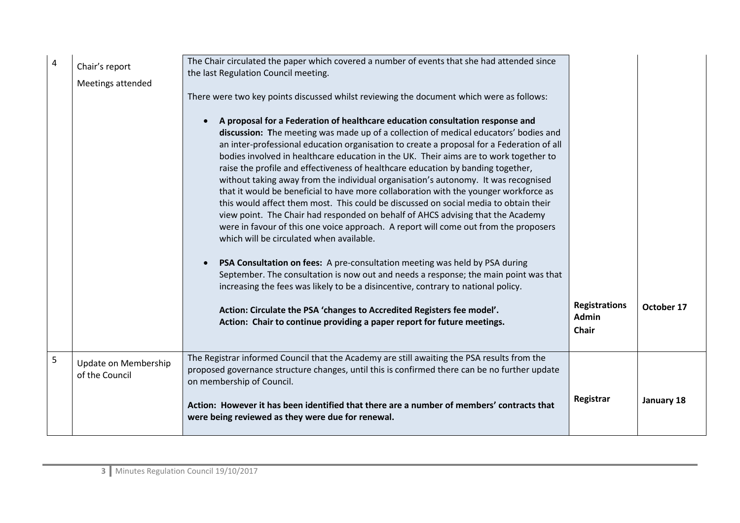| | | | | |
|---|---|---|---|---|
| 4 | Chair's report<br><br>Meetings attended | The Chair circulated the paper which covered a number of events that she had attended since the last Regulation Council meeting.<br><br>There were two key points discussed whilst reviewing the document which were as follows:<br><br>• **A proposal for a Federation of healthcare education consultation response and discussion: T**he meeting was made up of a collection of medical educators' bodies and an inter-professional education organisation to create a proposal for a Federation of all bodies involved in healthcare education in the UK. Their aims are to work together to raise the profile and effectiveness of healthcare education by banding together, without taking away from the individual organisation's autonomy. It was recognised that it would be beneficial to have more collaboration with the younger workforce as this would affect them most. This could be discussed on social media to obtain their view point. The Chair had responded on behalf of AHCS advising that the Academy were in favour of this one voice approach. A report will come out from the proposers which will be circulated when available.<br><br>• **PSA Consultation on fees:** A pre-consultation meeting was held by PSA during September. The consultation is now out and needs a response; the main point was that increasing the fees was likely to be a disincentive, contrary to national policy.<br><br>**Action: Circulate the PSA 'changes to Accredited Registers fee model'.**<br>**Action: Chair to continue providing a paper report for future meetings.** | **Registrations Admin**<br>**Chair** | **October 17** |
| 5 | Update on Membership of the Council | The Registrar informed Council that the Academy are still awaiting the PSA results from the proposed governance structure changes, until this is confirmed there can be no further update on membership of Council.<br><br>**Action: However it has been identified that there are a number of members' contracts that were being reviewed as they were due for renewal.** | **Registrar** | **January 18** |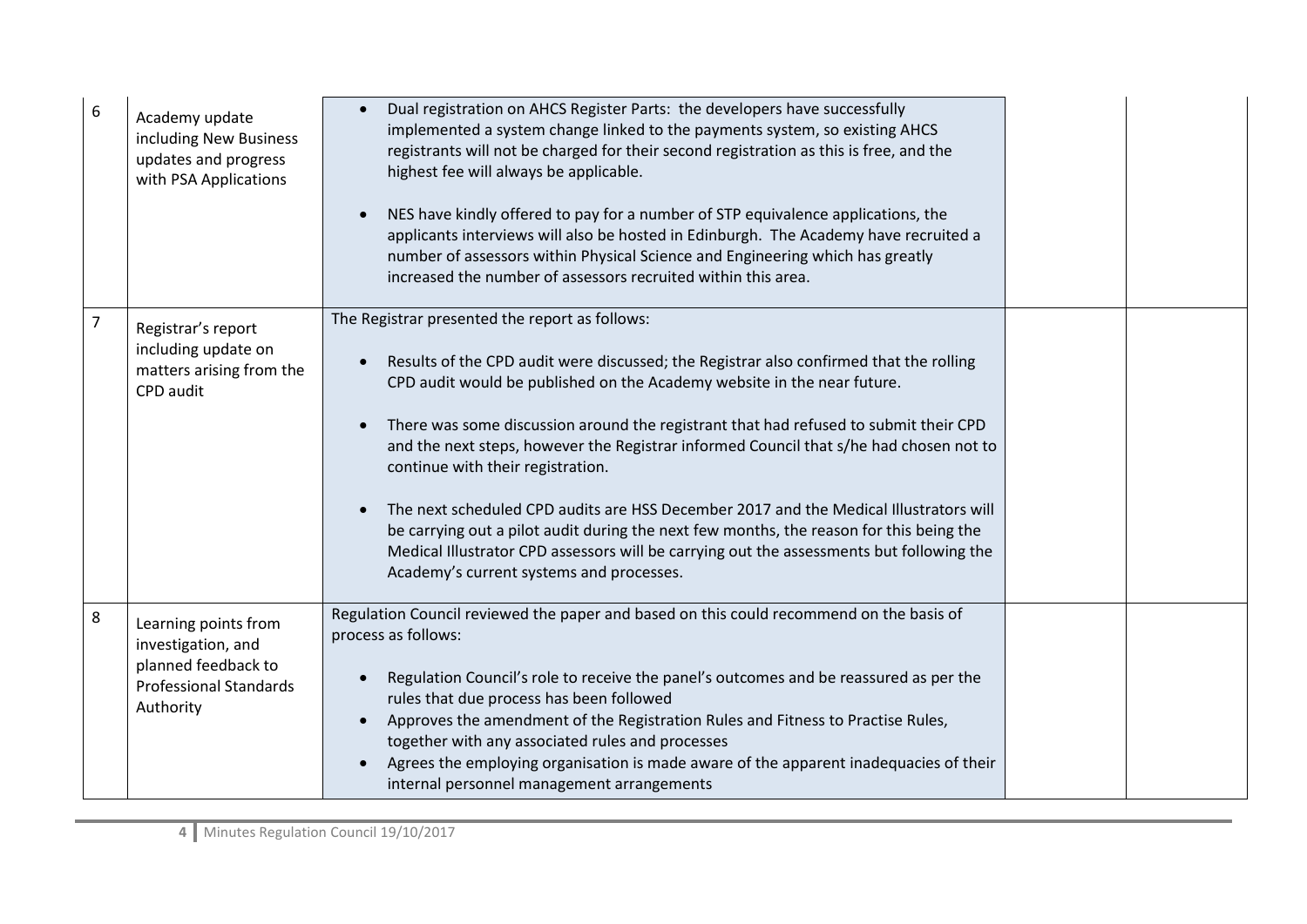| | | | | |
|---|---|---|---|---|
| 6 | Academy update including New Business updates and progress with PSA Applications | • Dual registration on AHCS Register Parts: the developers have successfully implemented a system change linked to the payments system, so existing AHCS registrants will not be charged for their second registration as this is free, and the highest fee will always be applicable.<br><br>• NES have kindly offered to pay for a number of STP equivalence applications, the applicants interviews will also be hosted in Edinburgh. The Academy have recruited a number of assessors within Physical Science and Engineering which has greatly increased the number of assessors recruited within this area. | | |
| 7 | Registrar's report including update on matters arising from the CPD audit | The Registrar presented the report as follows:<br><br>• Results of the CPD audit were discussed; the Registrar also confirmed that the rolling CPD audit would be published on the Academy website in the near future.<br><br>• There was some discussion around the registrant that had refused to submit their CPD and the next steps, however the Registrar informed Council that s/he had chosen not to continue with their registration.<br><br>• The next scheduled CPD audits are HSS December 2017 and the Medical Illustrators will be carrying out a pilot audit during the next few months, the reason for this being the Medical Illustrator CPD assessors will be carrying out the assessments but following the Academy's current systems and processes. | | |
| 8 | Learning points from investigation, and planned feedback to Professional Standards Authority | Regulation Council reviewed the paper and based on this could recommend on the basis of process as follows:<br><br>• Regulation Council's role to receive the panel's outcomes and be reassured as per the rules that due process has been followed<br>• Approves the amendment of the Registration Rules and Fitness to Practise Rules, together with any associated rules and processes<br>• Agrees the employing organisation is made aware of the apparent inadequacies of their internal personnel management arrangements | | |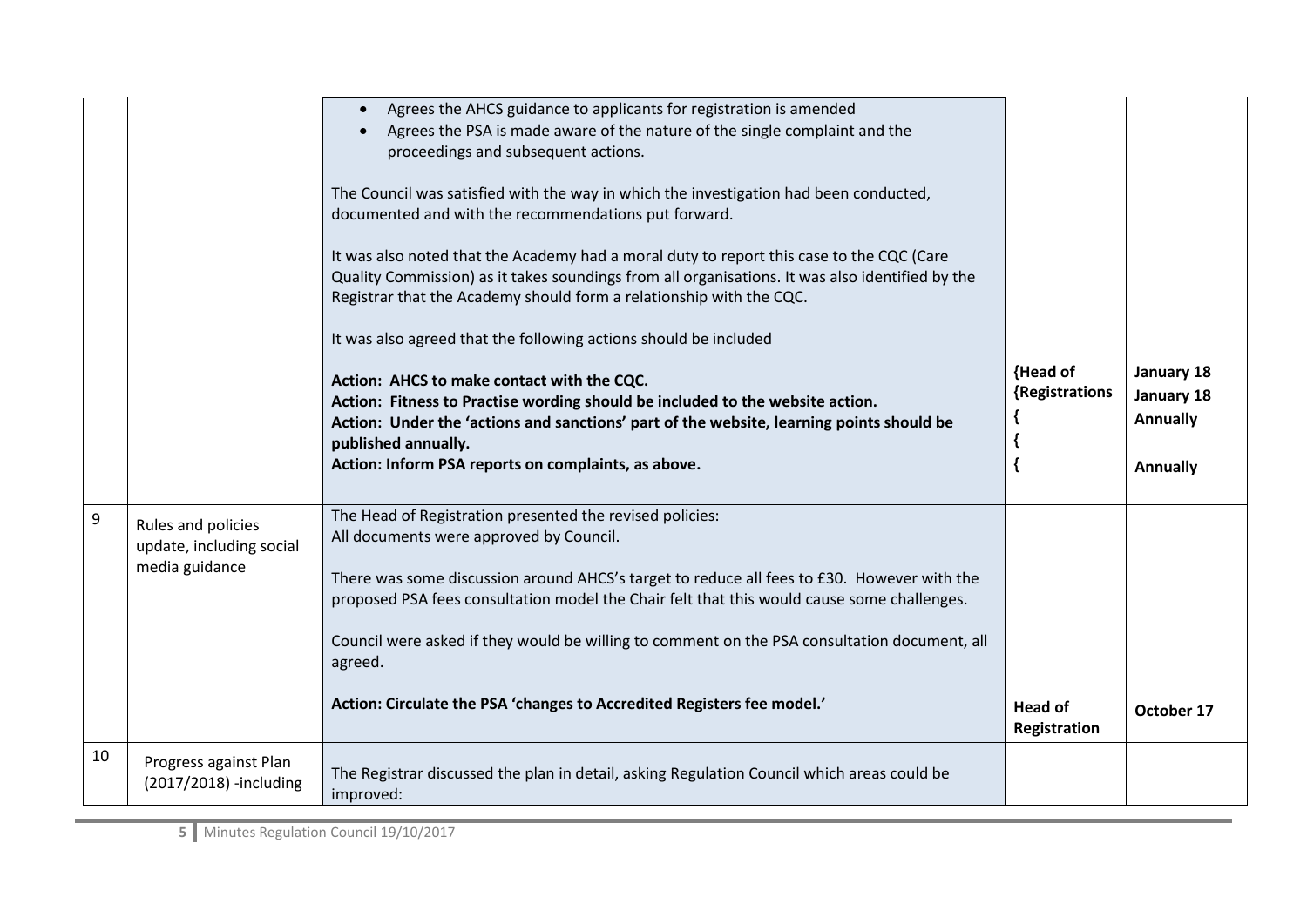| | | | | |
|---|---|---|---|---|
| | | • Agrees the AHCS guidance to applicants for registration is amended<br>• Agrees the PSA is made aware of the nature of the single complaint and the proceedings and subsequent actions.<br><br>The Council was satisfied with the way in which the investigation had been conducted, documented and with the recommendations put forward.<br><br>It was also noted that the Academy had a moral duty to report this case to the CQC (Care Quality Commission) as it takes soundings from all organisations. It was also identified by the Registrar that the Academy should form a relationship with the CQC.<br><br>It was also agreed that the following actions should be included<br><br>**Action: AHCS to make contact with the CQC.**<br>**Action: Fitness to Practise wording should be included to the website action.**<br>**Action: Under the 'actions and sanctions' part of the website, learning points should be published annually.**<br>**Action: Inform PSA reports on complaints, as above.** | **{Head of**<br>**{Registrations**<br>**{**<br>**{**<br>**{** | **January 18**<br>**January 18**<br>**Annually**<br><br>**Annually** |
| 9 | Rules and policies update, including social media guidance | The Head of Registration presented the revised policies:<br>All documents were approved by Council.<br><br>There was some discussion around AHCS's target to reduce all fees to £30. However with the proposed PSA fees consultation model the Chair felt that this would cause some challenges.<br><br>Council were asked if they would be willing to comment on the PSA consultation document, all agreed.<br><br>**Action: Circulate the PSA 'changes to Accredited Registers fee model.'** | **Head of Registration** | **October 17** |
| 10 | Progress against Plan (2017/2018) -including | The Registrar discussed the plan in detail, asking Regulation Council which areas could be improved: | | |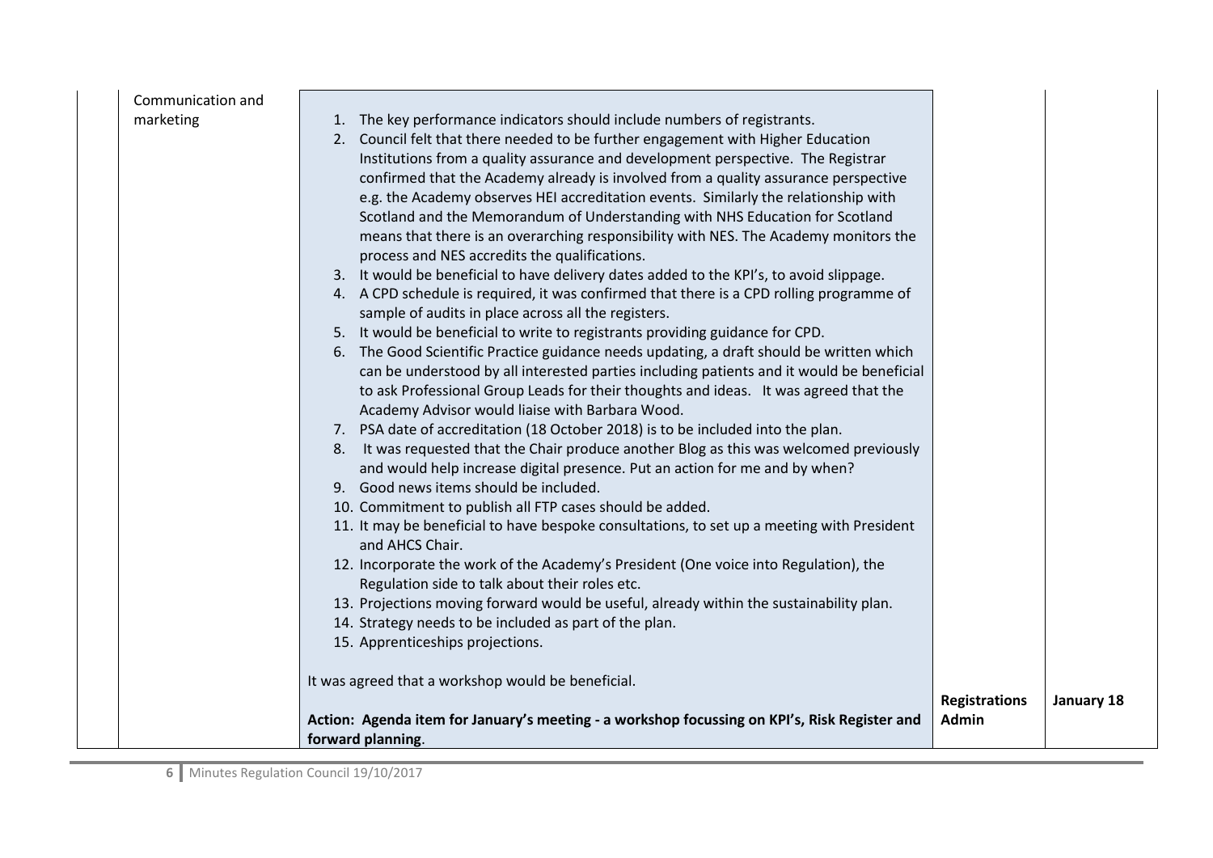| | | | |
|---|---|---|---|
| Communication and marketing | 1. The key performance indicators should include numbers of registrants.<br>2. Council felt that there needed to be further engagement with Higher Education Institutions from a quality assurance and development perspective. The Registrar confirmed that the Academy already is involved from a quality assurance perspective e.g. the Academy observes HEI accreditation events. Similarly the relationship with Scotland and the Memorandum of Understanding with NHS Education for Scotland means that there is an overarching responsibility with NES. The Academy monitors the process and NES accredits the qualifications.<br>3. It would be beneficial to have delivery dates added to the KPI's, to avoid slippage.<br>4. A CPD schedule is required, it was confirmed that there is a CPD rolling programme of sample of audits in place across all the registers.<br>5. It would be beneficial to write to registrants providing guidance for CPD.<br>6. The Good Scientific Practice guidance needs updating, a draft should be written which can be understood by all interested parties including patients and it would be beneficial to ask Professional Group Leads for their thoughts and ideas. It was agreed that the Academy Advisor would liaise with Barbara Wood.<br>7. PSA date of accreditation (18 October 2018) is to be included into the plan.<br>8. It was requested that the Chair produce another Blog as this was welcomed previously and would help increase digital presence. Put an action for me and by when?<br>9. Good news items should be included.<br>10. Commitment to publish all FTP cases should be added.<br>11. It may be beneficial to have bespoke consultations, to set up a meeting with President and AHCS Chair.<br>12. Incorporate the work of the Academy's President (One voice into Regulation), the Regulation side to talk about their roles etc.<br>13. Projections moving forward would be useful, already within the sustainability plan.<br>14. Strategy needs to be included as part of the plan.<br>15. Apprenticeships projections.<br><br>It was agreed that a workshop would be beneficial.<br><br>**Action: Agenda item for January's meeting - a workshop focussing on KPI's, Risk Register and forward planning**. | **Registrations Admin** | **January 18** |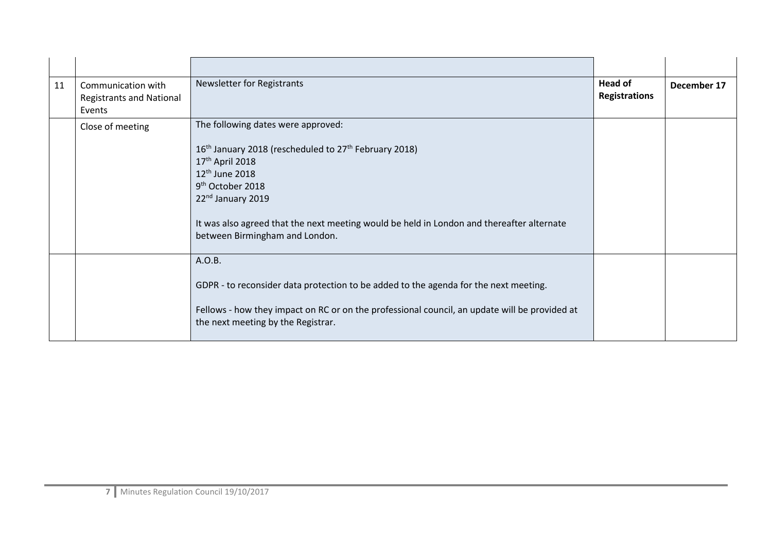| | | | | |
|---|---|---|---|---|
| | | | | |
| 11 | Communication with Registrants and National Events | Newsletter for Registrants | **Head of Registrations** | **December 17** |
| | Close of meeting | The following dates were approved:<br><br>16th January 2018 (rescheduled to 27th February 2018)<br>17th April 2018<br>12th June 2018<br>9th October 2018<br>22nd January 2019<br><br>It was also agreed that the next meeting would be held in London and thereafter alternate between Birmingham and London. | | |
| | | A.O.B.<br><br>GDPR - to reconsider data protection to be added to the agenda for the next meeting.<br><br>Fellows - how they impact on RC or on the professional council, an update will be provided at the next meeting by the Registrar. | | |